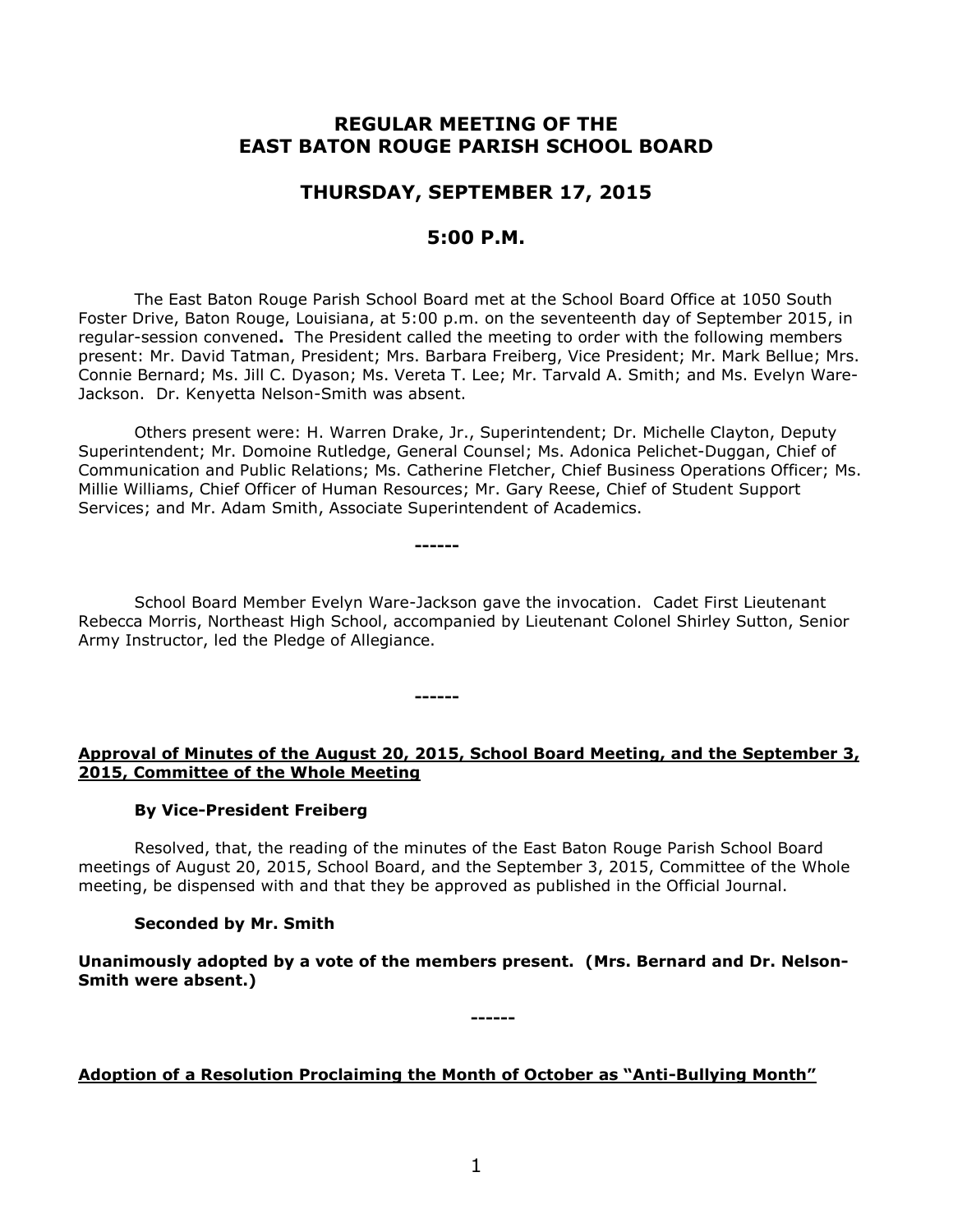# REGULAR MEETING OF THE EAST BATON ROUGE PARISH SCHOOL BOARD

## THURSDAY, SEPTEMBER 17, 2015

## 5:00 P.M.

The East Baton Rouge Parish School Board met at the School Board Office at 1050 South Foster Drive, Baton Rouge, Louisiana, at 5:00 p.m. on the seventeenth day of September 2015, in regular-session convened**.** The President called the meeting to order with the following members present: Mr. David Tatman, President; Mrs. Barbara Freiberg, Vice President; Mr. Mark Bellue; Mrs. Connie Bernard; Ms. Jill C. Dyason; Ms. Vereta T. Lee; Mr. Tarvald A. Smith; and Ms. Evelyn Ware-Jackson. Dr. Kenyetta Nelson-Smith was absent.

Others present were: H. Warren Drake, Jr., Superintendent; Dr. Michelle Clayton, Deputy Superintendent; Mr. Domoine Rutledge, General Counsel; Ms. Adonica Pelichet-Duggan, Chief of Communication and Public Relations; Ms. Catherine Fletcher, Chief Business Operations Officer; Ms. Millie Williams, Chief Officer of Human Resources; Mr. Gary Reese, Chief of Student Support Services; and Mr. Adam Smith, Associate Superintendent of Academics.

------

School Board Member Evelyn Ware-Jackson gave the invocation. Cadet First Lieutenant Rebecca Morris, Northeast High School, accompanied by Lieutenant Colonel Shirley Sutton, Senior Army Instructor, led the Pledge of Allegiance.

------

**Approval of Minutes of the August 20, 2015, School Board Meeting, and the September 3, 2015, Committee of the Whole Meeting**

**By Vice-President Freiberg**

Resolved, that, the reading of the minutes of the East Baton Rouge Parish School Board meetings of August 20, 2015, School Board, and the September 3, 2015, Committee of the Whole meeting, be dispensed with and that they be approved as published in the Official Journal.

**Seconded by Mr. Smith**

**Unanimously adopted by a vote of the members present. (Mrs. Bernard and Dr. Nelson-Smith were absent.)**

------

**Adoption of a Resolution Proclaiming the Month of October as "Anti-Bullying Month"**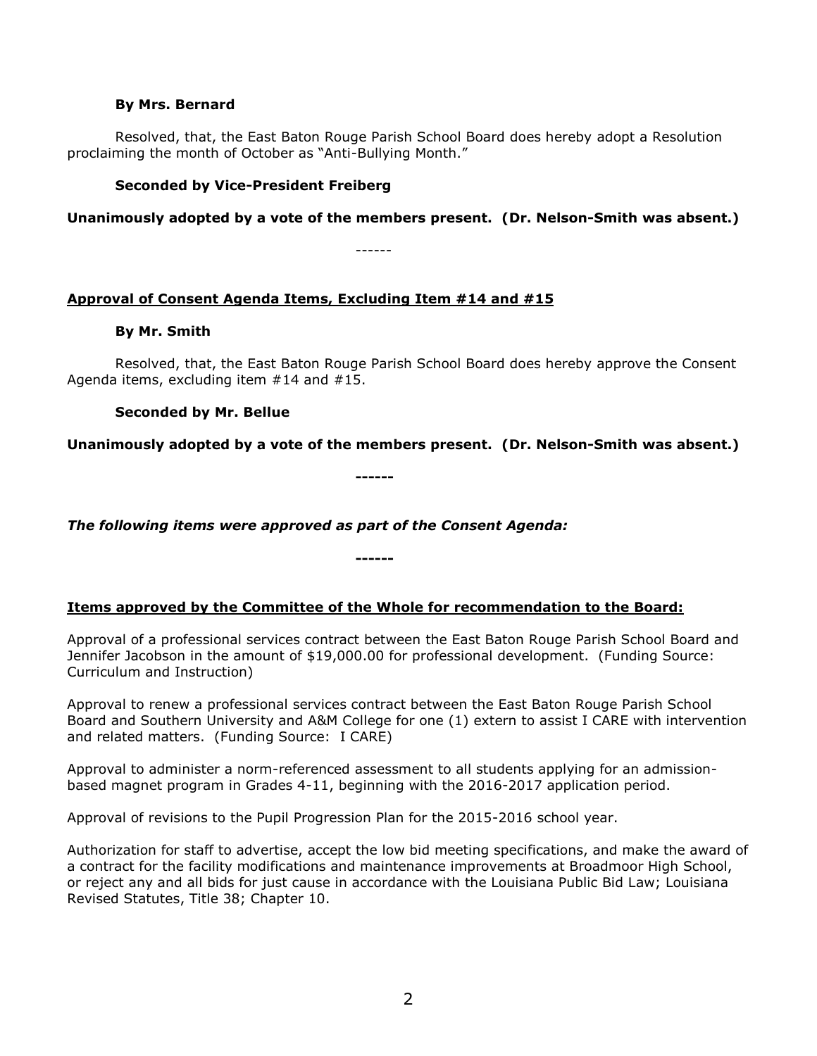**By Mrs. Bernard**

Resolved, that, the East Baton Rouge Parish School Board does hereby adopt a Resolution proclaiming the month of October as "Anti-Bullying Month."

**Seconded by Vice-President Freiberg**

**Unanimously adopted by a vote of the members present. (Dr. Nelson-Smith was absent.)**

------

**Approval of Consent Agenda Items, Excluding Item #14 and #15**

**By Mr. Smith**

Resolved, that, the East Baton Rouge Parish School Board does hereby approve the Consent Agenda items, excluding item #14 and #15.

**Seconded by Mr. Bellue**

**Unanimously adopted by a vote of the members present. (Dr. Nelson-Smith was absent.)**

**------**

***The following items were approved as part of the Consent Agenda:***

**------**

**Items approved by the Committee of the Whole for recommendation to the Board:**

Approval of a professional services contract between the East Baton Rouge Parish School Board and Jennifer Jacobson in the amount of $19,000.00 for professional development. (Funding Source: Curriculum and Instruction)

Approval to renew a professional services contract between the East Baton Rouge Parish School Board and Southern University and A&M College for one (1) extern to assist I CARE with intervention and related matters. (Funding Source: I CARE)

Approval to administer a norm-referenced assessment to all students applying for an admission-based magnet program in Grades 4-11, beginning with the 2016-2017 application period.

Approval of revisions to the Pupil Progression Plan for the 2015-2016 school year.

Authorization for staff to advertise, accept the low bid meeting specifications, and make the award of a contract for the facility modifications and maintenance improvements at Broadmoor High School, or reject any and all bids for just cause in accordance with the Louisiana Public Bid Law; Louisiana Revised Statutes, Title 38; Chapter 10.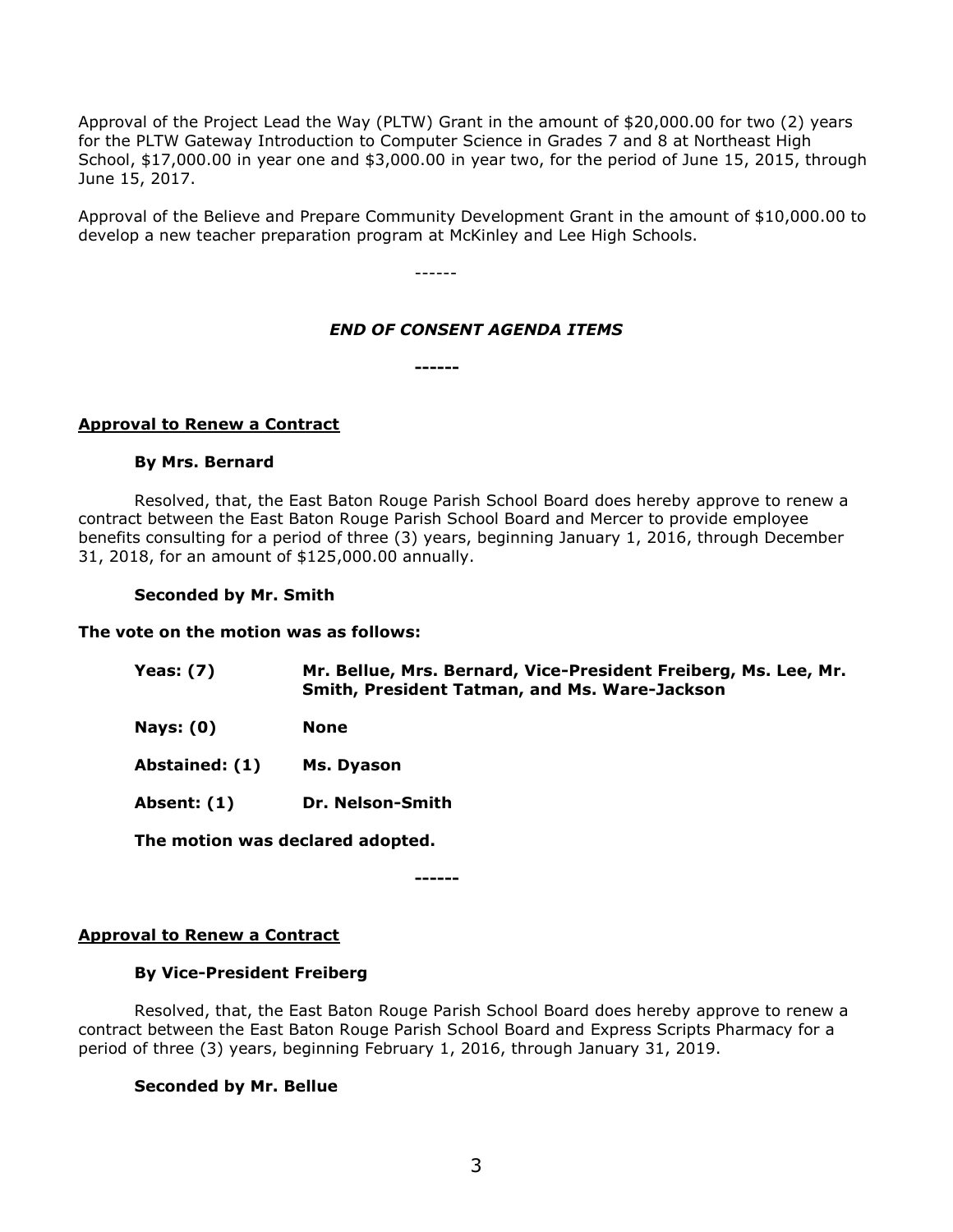Approval of the Project Lead the Way (PLTW) Grant in the amount of $20,000.00 for two (2) years for the PLTW Gateway Introduction to Computer Science in Grades 7 and 8 at Northeast High School, $17,000.00 in year one and $3,000.00 in year two, for the period of June 15, 2015, through June 15, 2017.

Approval of the Believe and Prepare Community Development Grant in the amount of $10,000.00 to develop a new teacher preparation program at McKinley and Lee High Schools.

------

***END OF CONSENT AGENDA ITEMS***

**------**

**Approval to Renew a Contract**

**By Mrs. Bernard**

Resolved, that, the East Baton Rouge Parish School Board does hereby approve to renew a contract between the East Baton Rouge Parish School Board and Mercer to provide employee benefits consulting for a period of three (3) years, beginning January 1, 2016, through December 31, 2018, for an amount of $125,000.00 annually.

**Seconded by Mr. Smith**

**The vote on the motion was as follows:**

**Yeas: (7)** **Mr. Bellue, Mrs. Bernard, Vice-President Freiberg, Ms. Lee, Mr. Smith, President Tatman, and Ms. Ware-Jackson**

**Nays: (0)** **None**

**Abstained: (1)** **Ms. Dyason**

**Absent: (1)** **Dr. Nelson-Smith**

**The motion was declared adopted.**

**------**

**Approval to Renew a Contract**

**By Vice-President Freiberg**

Resolved, that, the East Baton Rouge Parish School Board does hereby approve to renew a contract between the East Baton Rouge Parish School Board and Express Scripts Pharmacy for a period of three (3) years, beginning February 1, 2016, through January 31, 2019.

**Seconded by Mr. Bellue**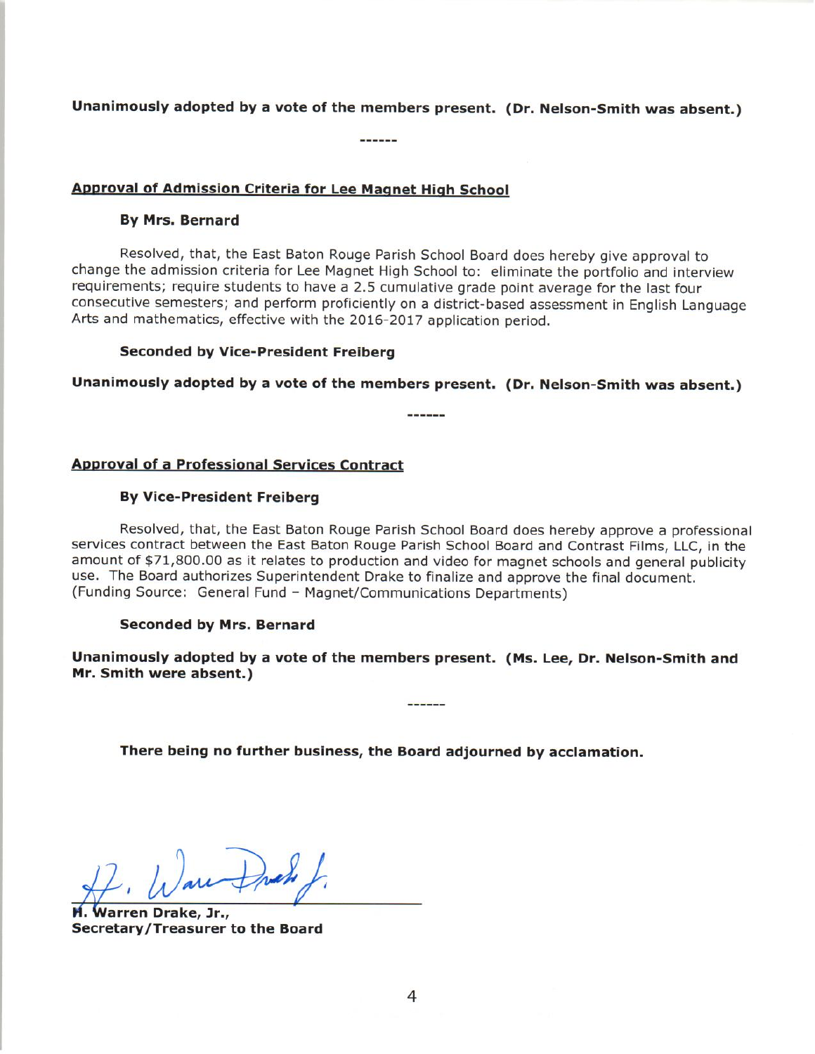**Unanimously adopted by a vote of the members present. (Dr. Nelson-Smith was absent.)**

------

**Approval of Admission Criteria for Lee Magnet High School**

**By Mrs. Bernard**

Resolved, that, the East Baton Rouge Parish School Board does hereby give approval to change the admission criteria for Lee Magnet High School to: eliminate the portfolio and interview requirements; require students to have a 2.5 cumulative grade point average for the last four consecutive semesters; and perform proficiently on a district-based assessment in English Language Arts and mathematics, effective with the 2016-2017 application period.

**Seconded by Vice-President Freiberg**

**Unanimously adopted by a vote of the members present. (Dr. Nelson-Smith was absent.)**

------

**Approval of a Professional Services Contract**

**By Vice-President Freiberg**

Resolved, that, the East Baton Rouge Parish School Board does hereby approve a professional services contract between the East Baton Rouge Parish School Board and Contrast Films, LLC, in the amount of $71,800.00 as it relates to production and video for magnet schools and general publicity use. The Board authorizes Superintendent Drake to finalize and approve the final document. (Funding Source: General Fund – Magnet/Communications Departments)

**Seconded by Mrs. Bernard**

**Unanimously adopted by a vote of the members present. (Ms. Lee, Dr. Nelson-Smith and Mr. Smith were absent.)**

------

**There being no further business, the Board adjourned by acclamation.**

**H. Warren Drake, Jr.,**
**Secretary/Treasurer to the Board**